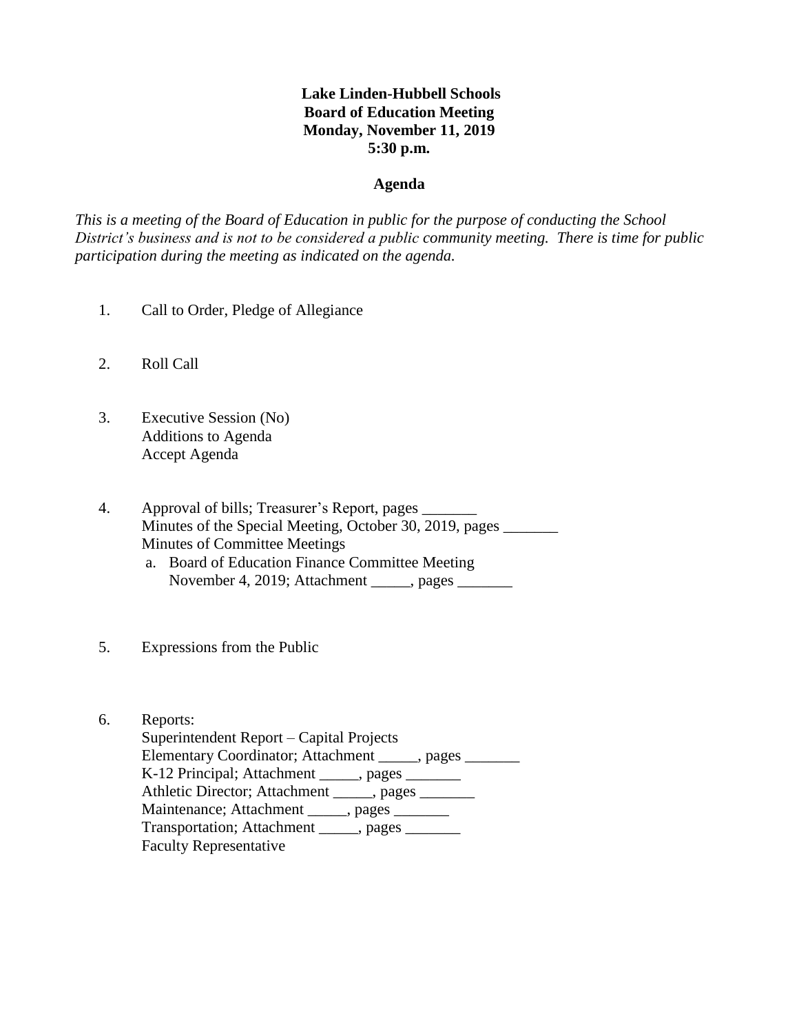**Lake Linden-Hubbell Schools**
**Board of Education Meeting**
**Monday, November 11, 2019**
**5:30 p.m.**

**Agenda**

*This is a meeting of the Board of Education in public for the purpose of conducting the School District's business and is not to be considered a public community meeting. There is time for public participation during the meeting as indicated on the agenda.*

1. Call to Order, Pledge of Allegiance

2. Roll Call

3. Executive Session (No)
   Additions to Agenda
   Accept Agenda

4. Approval of bills; Treasurer's Report, pages _______
   Minutes of the Special Meeting, October 30, 2019, pages _______
   Minutes of Committee Meetings
   a. Board of Education Finance Committee Meeting
      November 4, 2019; Attachment _____, pages _______

5. Expressions from the Public

6. Reports:
   Superintendent Report – Capital Projects
   Elementary Coordinator; Attachment _____, pages _______
   K-12 Principal; Attachment _____, pages _______
   Athletic Director; Attachment _____, pages _______
   Maintenance; Attachment _____, pages _______
   Transportation; Attachment _____, pages _______
   Faculty Representative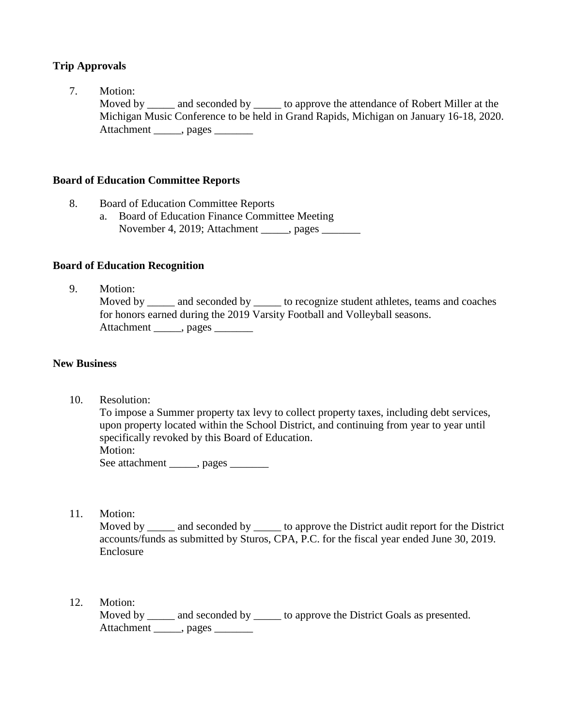**Trip Approvals**

7. Motion:
   Moved by _____ and seconded by _____ to approve the attendance of Robert Miller at the Michigan Music Conference to be held in Grand Rapids, Michigan on January 16-18, 2020.
   Attachment _____, pages _______

**Board of Education Committee Reports**

8. Board of Education Committee Reports
   a. Board of Education Finance Committee Meeting
      November 4, 2019; Attachment _____, pages _______

**Board of Education Recognition**

9. Motion:
   Moved by _____ and seconded by _____ to recognize student athletes, teams and coaches for honors earned during the 2019 Varsity Football and Volleyball seasons.
   Attachment _____, pages _______

**New Business**

10. Resolution:
    To impose a Summer property tax levy to collect property taxes, including debt services, upon property located within the School District, and continuing from year to year until specifically revoked by this Board of Education.
    Motion:
    See attachment _____, pages _______

11. Motion:
    Moved by _____ and seconded by _____ to approve the District audit report for the District accounts/funds as submitted by Sturos, CPA, P.C. for the fiscal year ended June 30, 2019.
    Enclosure

12. Motion:
    Moved by _____ and seconded by _____ to approve the District Goals as presented.
    Attachment _____, pages _______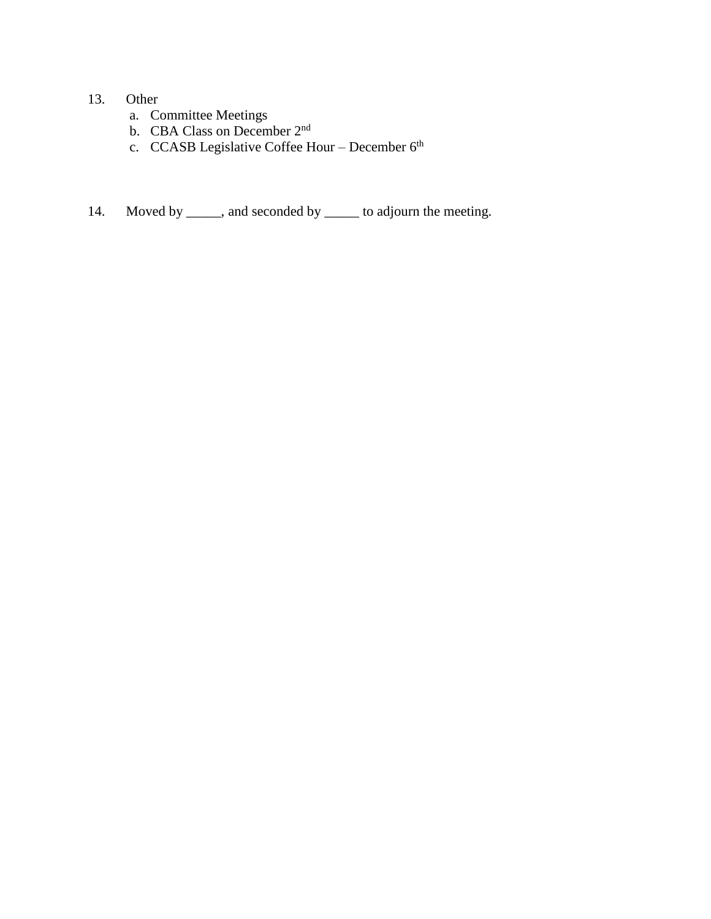13. Other
    a. Committee Meetings
    b. CBA Class on December 2nd
    c. CCASB Legislative Coffee Hour – December 6th

14. Moved by _____, and seconded by _____ to adjourn the meeting.